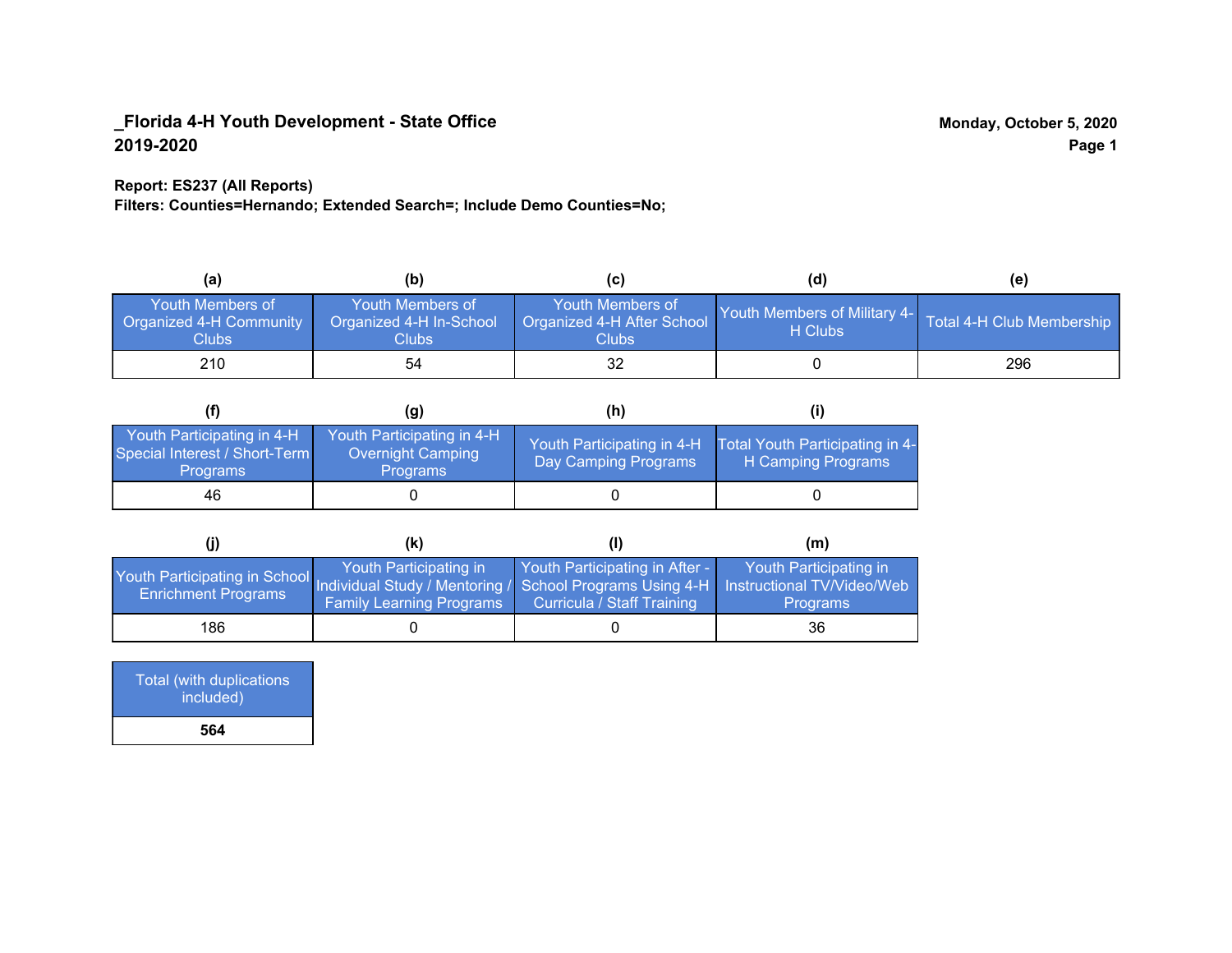**_Florida 4-H Youth Development - State Office**
**2019-2020**

**Monday, October 5, 2020**

**Report: ES237 (All Reports)**
**Filters: Counties=Hernando; Extended Search=; Include Demo Counties=No;**

| (a) Youth Members of Organized 4-H Community Clubs | (b) Youth Members of Organized 4-H In-School Clubs | (c) Youth Members of Organized 4-H After School Clubs | (d) Youth Members of Military 4-H Clubs | (e) Total 4-H Club Membership |
|---|---|---|---|---|
| 210 | 54 | 32 | 0 | 296 |

| (f) Youth Participating in 4-H Special Interest / Short-Term Programs | (g) Youth Participating in 4-H Overnight Camping Programs | (h) Youth Participating in 4-H Day Camping Programs | (i) Total Youth Participating in 4-H Camping Programs |
|---|---|---|---|
| 46 | 0 | 0 | 0 |

| (j) Youth Participating in School Enrichment Programs | (k) Youth Participating in Individual Study / Mentoring / Family Learning Programs | (l) Youth Participating in After - School Programs Using 4-H Curricula / Staff Training | (m) Youth Participating in Instructional TV/Video/Web Programs |
|---|---|---|---|
| 186 | 0 | 0 | 36 |

| Total (with duplications included) |
|---|
| **564** |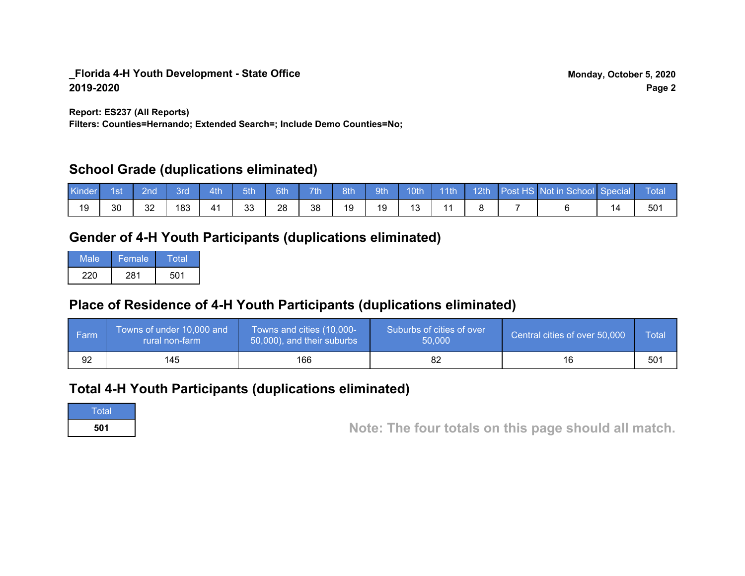**_Florida 4-H Youth Development - State Office**
**2019-2020**

**Monday, October 5, 2020**

**Report: ES237 (All Reports)**
**Filters: Counties=Hernando; Extended Search=; Include Demo Counties=No;**

## School Grade (duplications eliminated)

| Kinder | 1st | 2nd | 3rd | 4th | 5th | 6th | 7th | 8th | 9th | 10th | 11th | 12th | Post HS | Not in School | Special | Total |
|---|---|---|---|---|---|---|---|---|---|---|---|---|---|---|---|---|
| 19 | 30 | 32 | 183 | 41 | 33 | 28 | 38 | 19 | 19 | 13 | 11 | 8 | 7 | 6 | 14 | 501 |

## Gender of 4-H Youth Participants (duplications eliminated)

| Male | Female | Total |
|---|---|---|
| 220 | 281 | 501 |

## Place of Residence of 4-H Youth Participants (duplications eliminated)

| Farm | Towns of under 10,000 and rural non-farm | Towns and cities (10,000-50,000), and their suburbs | Suburbs of cities of over 50,000 | Central cities of over 50,000 | Total |
|---|---|---|---|---|---|
| 92 | 145 | 166 | 82 | 16 | 501 |

## Total 4-H Youth Participants (duplications eliminated)

| Total |
|---|
| **501** |

**Note: The four totals on this page should all match.**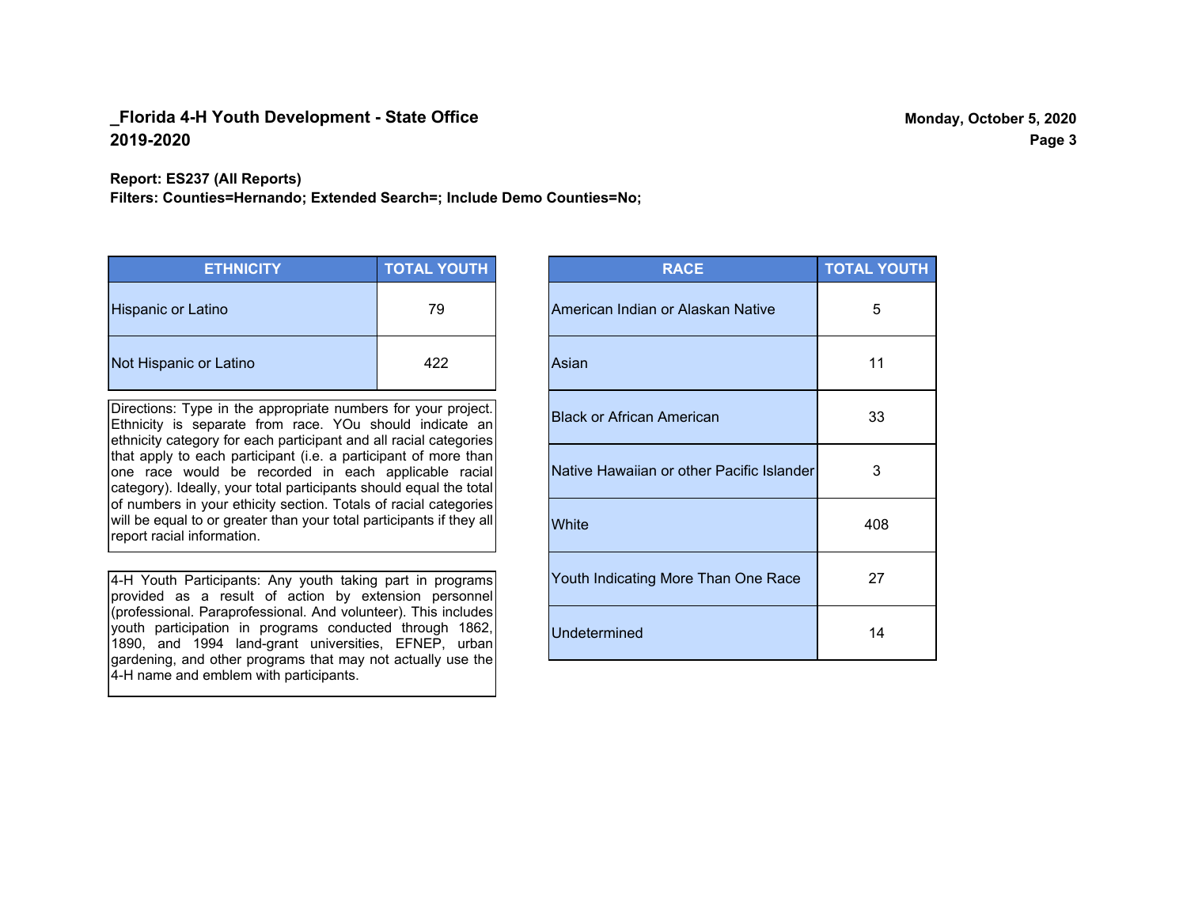**_Florida 4-H Youth Development - State Office**
**2019-2020**

**Monday, October 5, 2020**

**Report: ES237 (All Reports)**
**Filters: Counties=Hernando; Extended Search=; Include Demo Counties=No;**

| ETHNICITY | TOTAL YOUTH |
|---|---|
| Hispanic or Latino | 79 |
| Not Hispanic or Latino | 422 |

Directions: Type in the appropriate numbers for your project. Ethnicity is separate from race. YOu should indicate an ethnicity category for each participant and all racial categories that apply to each participant (i.e. a participant of more than one race would be recorded in each applicable racial category). Ideally, your total participants should equal the total of numbers in your ethicity section. Totals of racial categories will be equal to or greater than your total participants if they all report racial information.

4-H Youth Participants: Any youth taking part in programs provided as a result of action by extension personnel (professional. Paraprofessional. And volunteer). This includes youth participation in programs conducted through 1862, 1890, and 1994 land-grant universities, EFNEP, urban gardening, and other programs that may not actually use the 4-H name and emblem with participants.

| RACE | TOTAL YOUTH |
|---|---|
| American Indian or Alaskan Native | 5 |
| Asian | 11 |
| Black or African American | 33 |
| Native Hawaiian or other Pacific Islander | 3 |
| White | 408 |
| Youth Indicating More Than One Race | 27 |
| Undetermined | 14 |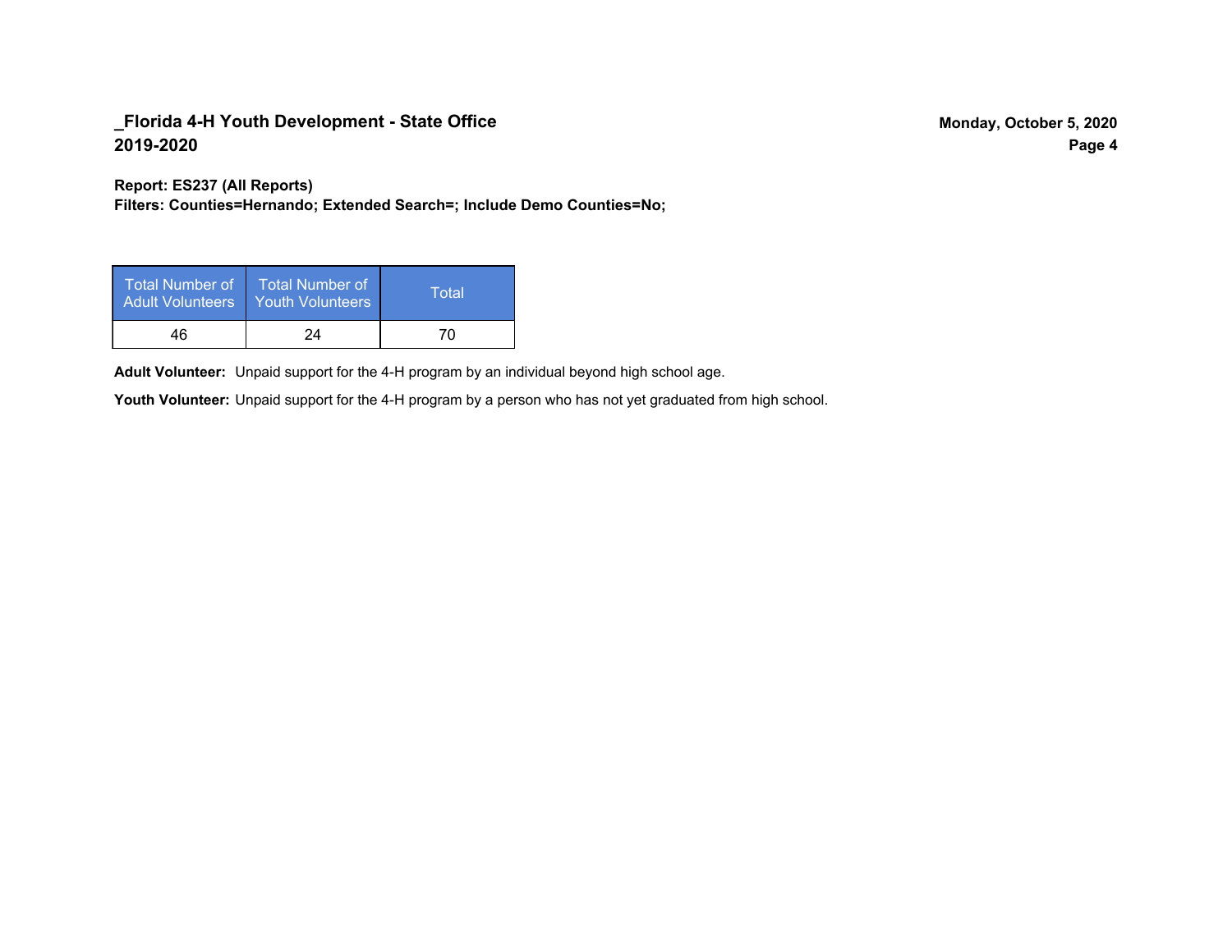**Report: ES237 (All Reports)**
**Filters: Counties=Hernando; Extended Search=; Include Demo Counties=No;**

| Total Number of Adult Volunteers | Total Number of Youth Volunteers | Total |
|---|---|---|
| 46 | 24 | 70 |

**Adult Volunteer:** Unpaid support for the 4-H program by an individual beyond high school age.

**Youth Volunteer:** Unpaid support for the 4-H program by a person who has not yet graduated from high school.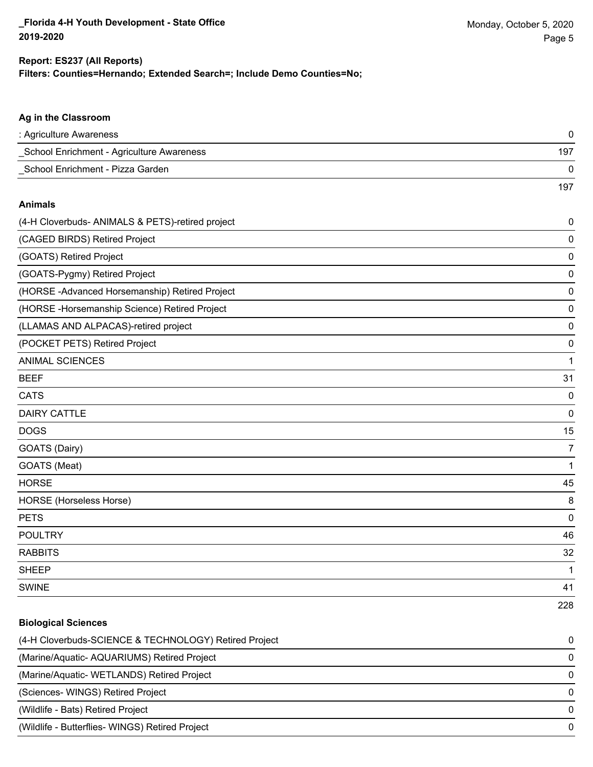**Report: ES237 (All Reports)**
**Filters: Counties=Hernando; Extended Search=; Include Demo Counties=No;**

### Ag in the Classroom

| | |
|---|---|
| : Agriculture Awareness | 0 |
| _School Enrichment - Agriculture Awareness | 197 |
| _School Enrichment - Pizza Garden | 0 |
| | 197 |

### Animals

| | |
|---|---|
| (4-H Cloverbuds- ANIMALS & PETS)-retired project | 0 |
| (CAGED BIRDS) Retired Project | 0 |
| (GOATS) Retired Project | 0 |
| (GOATS-Pygmy) Retired Project | 0 |
| (HORSE -Advanced Horsemanship) Retired Project | 0 |
| (HORSE -Horsemanship Science) Retired Project | 0 |
| (LLAMAS AND ALPACAS)-retired project | 0 |
| (POCKET PETS) Retired Project | 0 |
| ANIMAL SCIENCES | 1 |
| BEEF | 31 |
| CATS | 0 |
| DAIRY CATTLE | 0 |
| DOGS | 15 |
| GOATS (Dairy) | 7 |
| GOATS (Meat) | 1 |
| HORSE | 45 |
| HORSE (Horseless Horse) | 8 |
| PETS | 0 |
| POULTRY | 46 |
| RABBITS | 32 |
| SHEEP | 1 |
| SWINE | 41 |
| | 228 |

### Biological Sciences

| | |
|---|---|
| (4-H Cloverbuds-SCIENCE & TECHNOLOGY) Retired Project | 0 |
| (Marine/Aquatic- AQUARIUMS) Retired Project | 0 |
| (Marine/Aquatic- WETLANDS) Retired Project | 0 |
| (Sciences- WINGS) Retired Project | 0 |
| (Wildlife - Bats) Retired Project | 0 |
| (Wildlife - Butterflies- WINGS) Retired Project | 0 |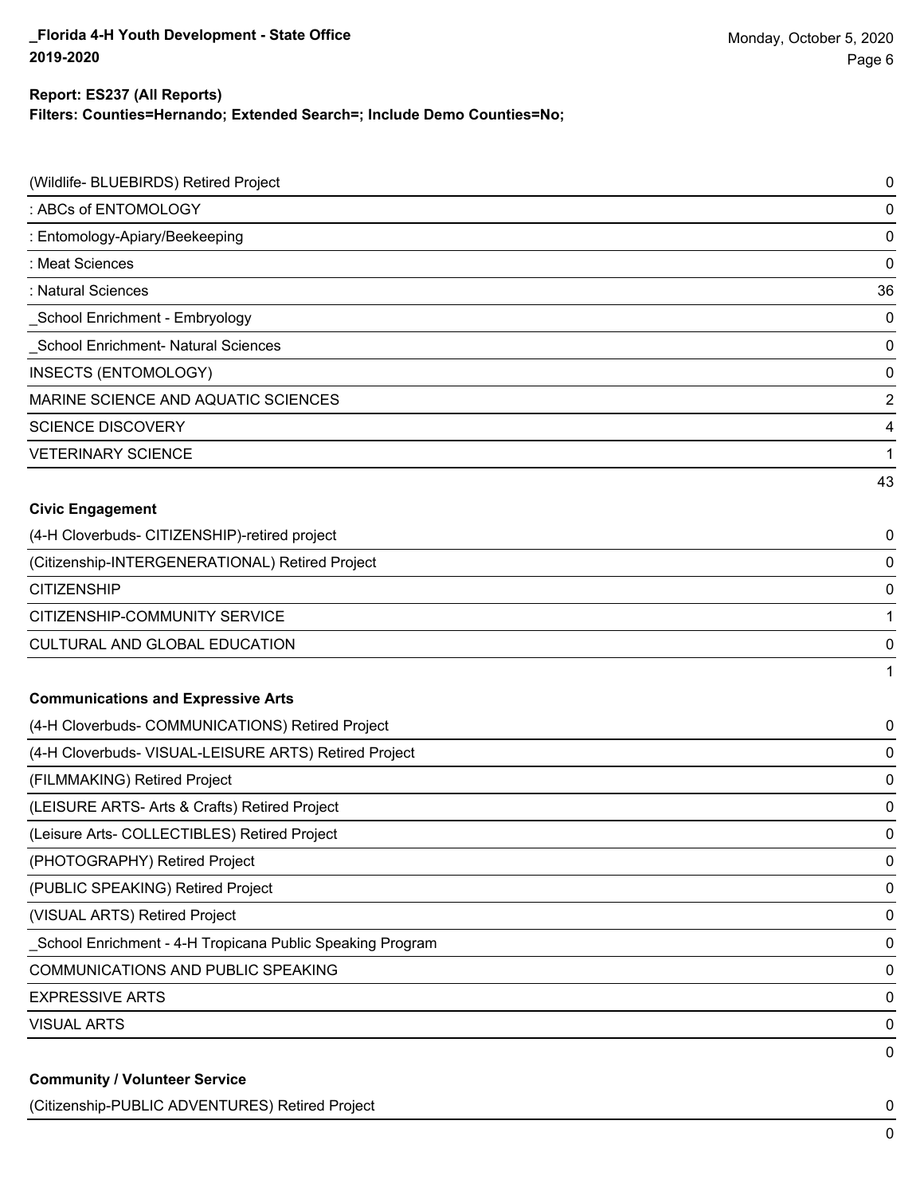**Report: ES237 (All Reports)**
**Filters: Counties=Hernando; Extended Search=; Include Demo Counties=No;**

| | |
|---|---|
| (Wildlife- BLUEBIRDS) Retired Project | 0 |
| : ABCs of ENTOMOLOGY | 0 |
| : Entomology-Apiary/Beekeeping | 0 |
| : Meat Sciences | 0 |
| : Natural Sciences | 36 |
| _School Enrichment - Embryology | 0 |
| _School Enrichment- Natural Sciences | 0 |
| INSECTS (ENTOMOLOGY) | 0 |
| MARINE SCIENCE AND AQUATIC SCIENCES | 2 |
| SCIENCE DISCOVERY | 4 |
| VETERINARY SCIENCE | 1 |
| | 43 |

**Civic Engagement**

| | |
|---|---|
| (4-H Cloverbuds- CITIZENSHIP)-retired project | 0 |
| (Citizenship-INTERGENERATIONAL) Retired Project | 0 |
| CITIZENSHIP | 0 |
| CITIZENSHIP-COMMUNITY SERVICE | 1 |
| CULTURAL AND GLOBAL EDUCATION | 0 |
| | 1 |

**Communications and Expressive Arts**

| | |
|---|---|
| (4-H Cloverbuds- COMMUNICATIONS) Retired Project | 0 |
| (4-H Cloverbuds- VISUAL-LEISURE ARTS) Retired Project | 0 |
| (FILMMAKING) Retired Project | 0 |
| (LEISURE ARTS- Arts & Crafts) Retired Project | 0 |
| (Leisure Arts- COLLECTIBLES) Retired Project | 0 |
| (PHOTOGRAPHY) Retired Project | 0 |
| (PUBLIC SPEAKING) Retired Project | 0 |
| (VISUAL ARTS) Retired Project | 0 |
| _School Enrichment - 4-H Tropicana Public Speaking Program | 0 |
| COMMUNICATIONS AND PUBLIC SPEAKING | 0 |
| EXPRESSIVE ARTS | 0 |
| VISUAL ARTS | 0 |
| | 0 |

**Community / Volunteer Service**

| | |
|---|---|
| (Citizenship-PUBLIC ADVENTURES) Retired Project | 0 |
| | 0 |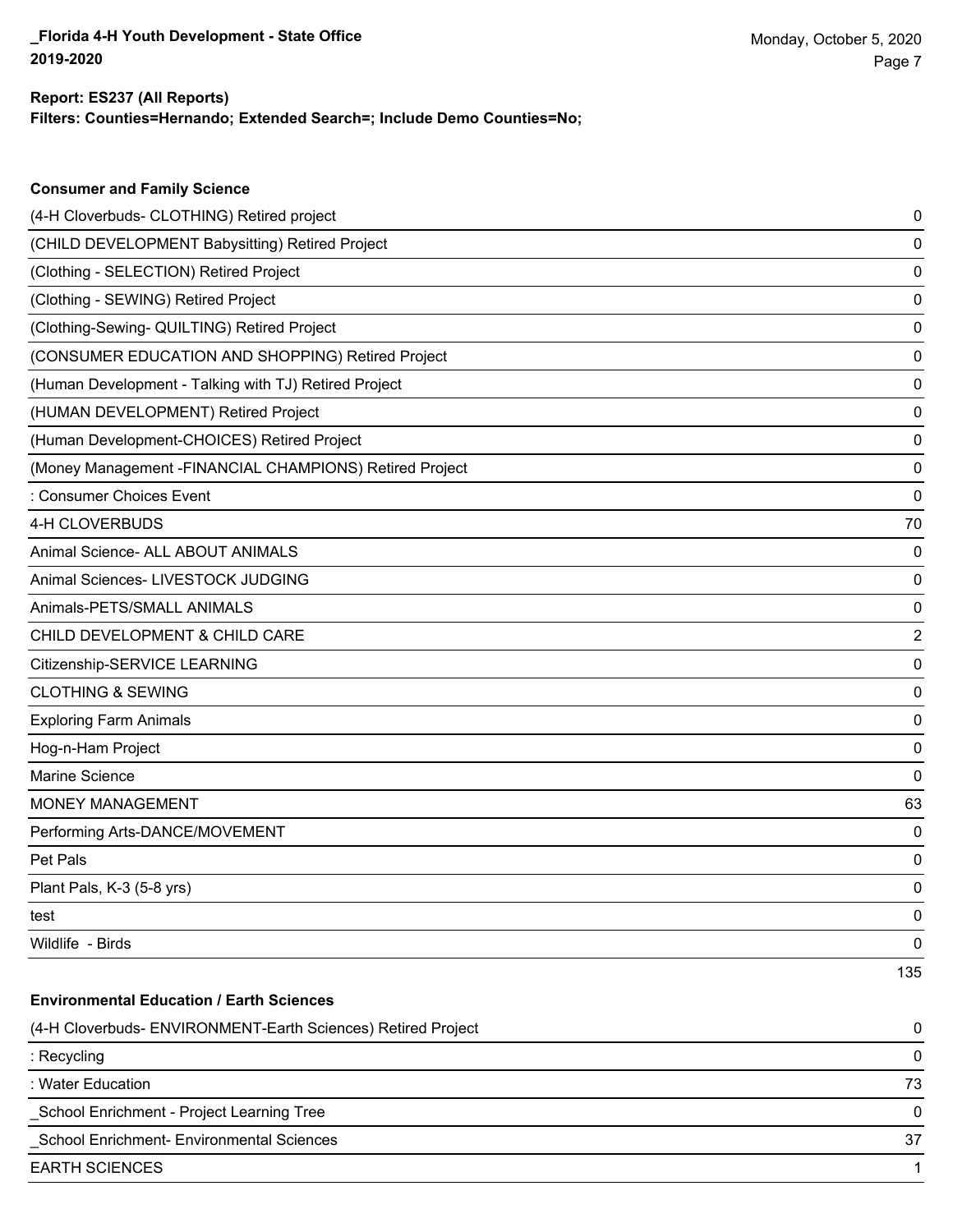**Report: ES237 (All Reports)**
**Filters: Counties=Hernando; Extended Search=; Include Demo Counties=No;**

### Consumer and Family Science

| Project | Count |
|---|---|
| (4-H Cloverbuds- CLOTHING) Retired project | 0 |
| (CHILD DEVELOPMENT Babysitting) Retired Project | 0 |
| (Clothing - SELECTION) Retired Project | 0 |
| (Clothing - SEWING) Retired Project | 0 |
| (Clothing-Sewing- QUILTING) Retired Project | 0 |
| (CONSUMER EDUCATION AND SHOPPING) Retired Project | 0 |
| (Human Development - Talking with TJ) Retired Project | 0 |
| (HUMAN DEVELOPMENT) Retired Project | 0 |
| (Human Development-CHOICES) Retired Project | 0 |
| (Money Management -FINANCIAL CHAMPIONS) Retired Project | 0 |
| : Consumer Choices Event | 0 |
| 4-H CLOVERBUDS | 70 |
| Animal Science- ALL ABOUT ANIMALS | 0 |
| Animal Sciences- LIVESTOCK JUDGING | 0 |
| Animals-PETS/SMALL ANIMALS | 0 |
| CHILD DEVELOPMENT & CHILD CARE | 2 |
| Citizenship-SERVICE LEARNING | 0 |
| CLOTHING & SEWING | 0 |
| Exploring Farm Animals | 0 |
| Hog-n-Ham Project | 0 |
| Marine Science | 0 |
| MONEY MANAGEMENT | 63 |
| Performing Arts-DANCE/MOVEMENT | 0 |
| Pet Pals | 0 |
| Plant Pals, K-3 (5-8 yrs) | 0 |
| test | 0 |
| Wildlife - Birds | 0 |
| | 135 |

### Environmental Education / Earth Sciences

| Project | Count |
|---|---|
| (4-H Cloverbuds- ENVIRONMENT-Earth Sciences) Retired Project | 0 |
| : Recycling | 0 |
| : Water Education | 73 |
| _School Enrichment - Project Learning Tree | 0 |
| _School Enrichment- Environmental Sciences | 37 |
| EARTH SCIENCES | 1 |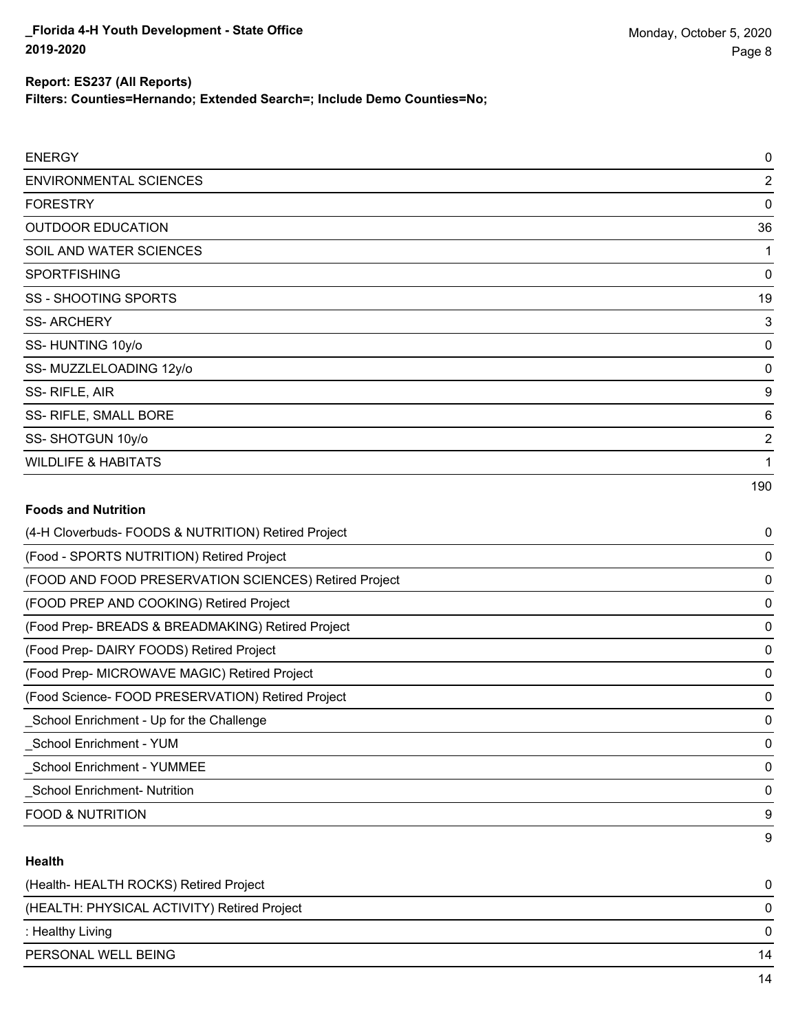**Report: ES237 (All Reports)**

**Filters: Counties=Hernando; Extended Search=; Include Demo Counties=No;**

| | |
|---|---|
| ENERGY | 0 |
| ENVIRONMENTAL SCIENCES | 2 |
| FORESTRY | 0 |
| OUTDOOR EDUCATION | 36 |
| SOIL AND WATER SCIENCES | 1 |
| SPORTFISHING | 0 |
| SS - SHOOTING SPORTS | 19 |
| SS- ARCHERY | 3 |
| SS- HUNTING 10y/o | 0 |
| SS- MUZZLELOADING 12y/o | 0 |
| SS- RIFLE, AIR | 9 |
| SS- RIFLE, SMALL BORE | 6 |
| SS- SHOTGUN 10y/o | 2 |
| WILDLIFE & HABITATS | 1 |
| | 190 |

**Foods and Nutrition**

| | |
|---|---|
| (4-H Cloverbuds- FOODS & NUTRITION) Retired Project | 0 |
| (Food - SPORTS NUTRITION) Retired Project | 0 |
| (FOOD AND FOOD PRESERVATION SCIENCES) Retired Project | 0 |
| (FOOD PREP AND COOKING) Retired Project | 0 |
| (Food Prep- BREADS & BREADMAKING) Retired Project | 0 |
| (Food Prep- DAIRY FOODS) Retired Project | 0 |
| (Food Prep- MICROWAVE MAGIC) Retired Project | 0 |
| (Food Science- FOOD PRESERVATION) Retired Project | 0 |
| _School Enrichment - Up for the Challenge | 0 |
| _School Enrichment - YUM | 0 |
| _School Enrichment - YUMMEE | 0 |
| _School Enrichment- Nutrition | 0 |
| FOOD & NUTRITION | 9 |
| | 9 |

**Health**

| | |
|---|---|
| (Health- HEALTH ROCKS) Retired Project | 0 |
| (HEALTH: PHYSICAL ACTIVITY) Retired Project | 0 |
| : Healthy Living | 0 |
| PERSONAL WELL BEING | 14 |
| | 14 |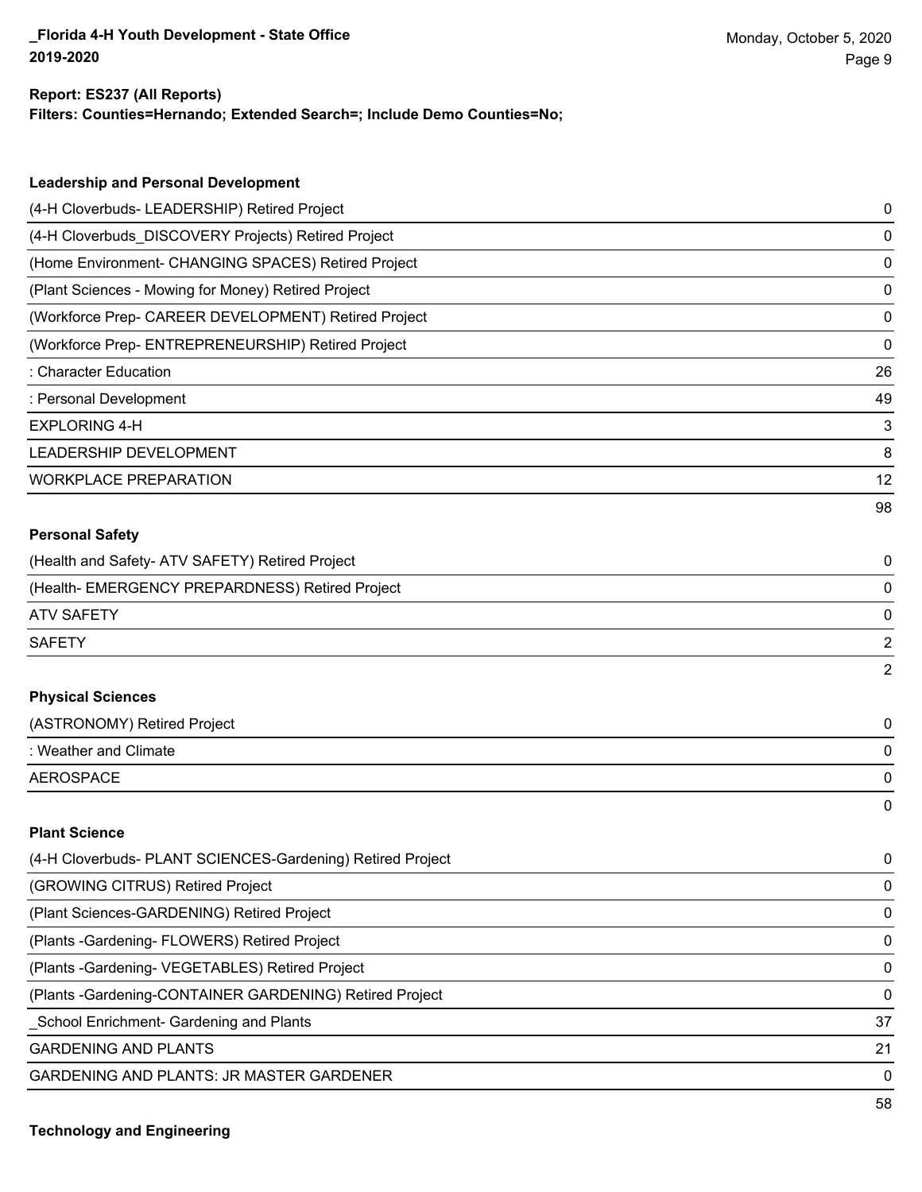**Report: ES237 (All Reports)**
**Filters: Counties=Hernando; Extended Search=; Include Demo Counties=No;**

### Leadership and Personal Development

| | |
|---|---|
| (4-H Cloverbuds- LEADERSHIP) Retired Project | 0 |
| (4-H Cloverbuds_DISCOVERY Projects) Retired Project | 0 |
| (Home Environment- CHANGING SPACES) Retired Project | 0 |
| (Plant Sciences - Mowing for Money) Retired Project | 0 |
| (Workforce Prep- CAREER DEVELOPMENT) Retired Project | 0 |
| (Workforce Prep- ENTREPRENEURSHIP) Retired Project | 0 |
| : Character Education | 26 |
| : Personal Development | 49 |
| EXPLORING 4-H | 3 |
| LEADERSHIP DEVELOPMENT | 8 |
| WORKPLACE PREPARATION | 12 |
| | 98 |

### Personal Safety

| | |
|---|---|
| (Health and Safety- ATV SAFETY) Retired Project | 0 |
| (Health- EMERGENCY PREPARDNESS) Retired Project | 0 |
| ATV SAFETY | 0 |
| SAFETY | 2 |
| | 2 |

### Physical Sciences

| | |
|---|---|
| (ASTRONOMY) Retired Project | 0 |
| : Weather and Climate | 0 |
| AEROSPACE | 0 |
| | 0 |

### Plant Science

| | |
|---|---|
| (4-H Cloverbuds- PLANT SCIENCES-Gardening) Retired Project | 0 |
| (GROWING CITRUS) Retired Project | 0 |
| (Plant Sciences-GARDENING) Retired Project | 0 |
| (Plants -Gardening- FLOWERS) Retired Project | 0 |
| (Plants -Gardening- VEGETABLES) Retired Project | 0 |
| (Plants -Gardening-CONTAINER GARDENING) Retired Project | 0 |
| _School Enrichment- Gardening and Plants | 37 |
| GARDENING AND PLANTS | 21 |
| GARDENING AND PLANTS: JR MASTER GARDENER | 0 |
| | 58 |

### Technology and Engineering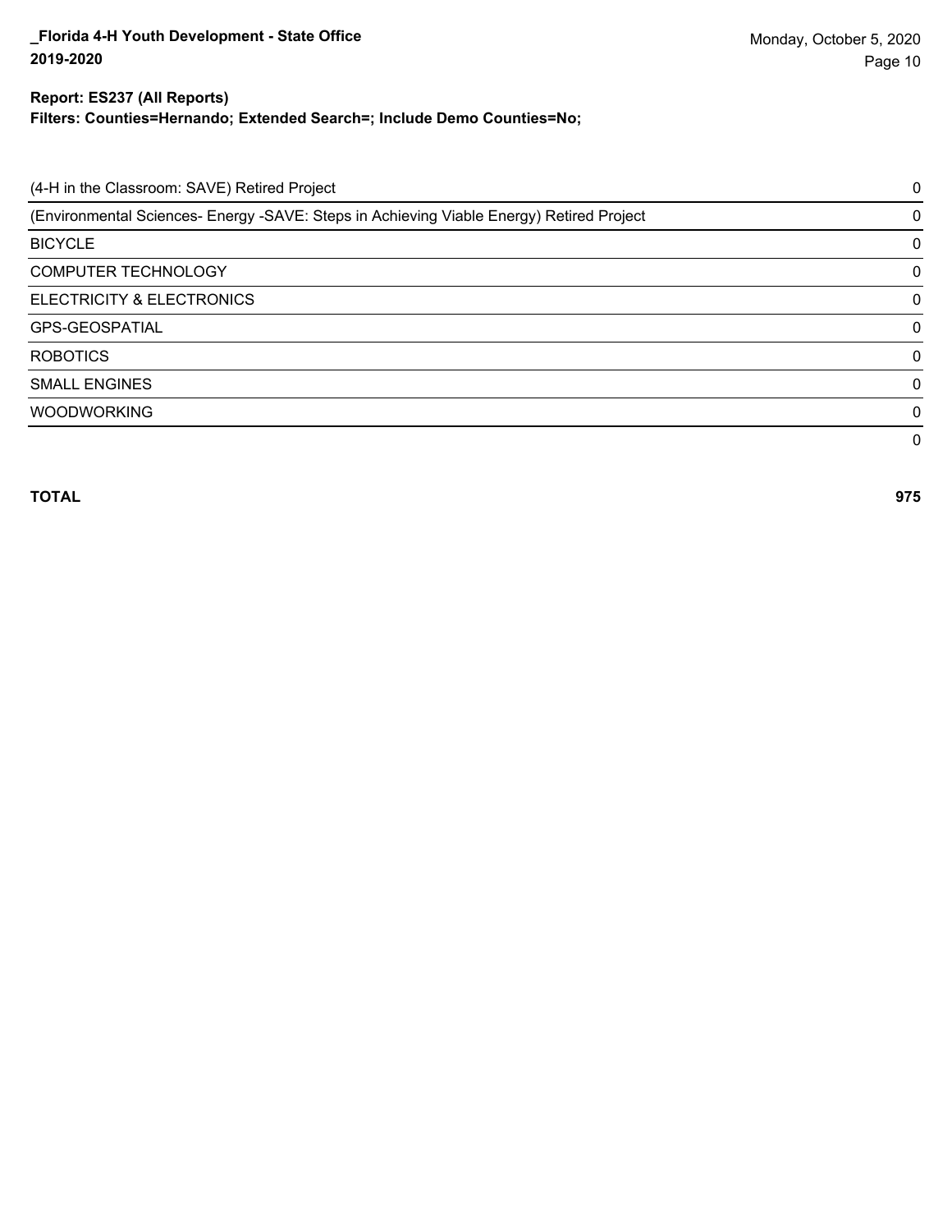**Report: ES237 (All Reports)**
**Filters: Counties=Hernando; Extended Search=; Include Demo Counties=No;**

| | |
|---|---|
| (4-H in the Classroom: SAVE) Retired Project | 0 |
| (Environmental Sciences- Energy -SAVE: Steps in Achieving Viable Energy) Retired Project | 0 |
| BICYCLE | 0 |
| COMPUTER TECHNOLOGY | 0 |
| ELECTRICITY & ELECTRONICS | 0 |
| GPS-GEOSPATIAL | 0 |
| ROBOTICS | 0 |
| SMALL ENGINES | 0 |
| WOODWORKING | 0 |
| | 0 |

**TOTAL** **975**